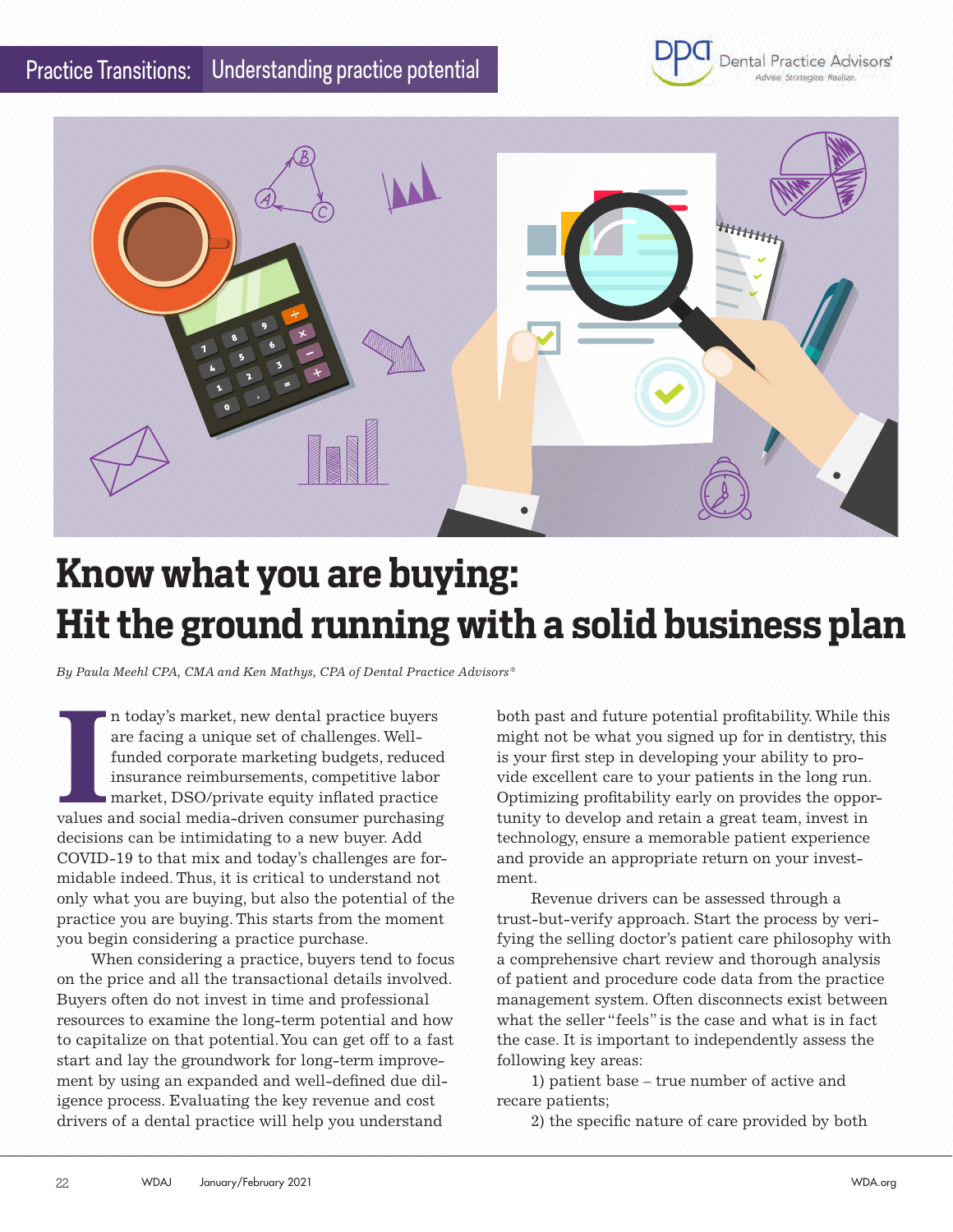Practice Transitions: Understanding practice potential

# Know what you are buying: Hit the ground running with a solid business plan

*By Paula Meehl CPA, CMA and Ken Mathys, CPA of Dental Practice Advisors®*

In today's market, new dental practice buyers are facing a unique set of challenges. Well-funded corporate marketing budgets, reduced insurance reimbursements, competitive labor market, DSO/private equity inflated practice values and social media-driven consumer purchasing decisions can be intimidating to a new buyer. Add COVID-19 to that mix and today's challenges are formidable indeed. Thus, it is critical to understand not only what you are buying, but also the potential of the practice you are buying. This starts from the moment you begin considering a practice purchase.

When considering a practice, buyers tend to focus on the price and all the transactional details involved. Buyers often do not invest in time and professional resources to examine the long-term potential and how to capitalize on that potential. You can get off to a fast start and lay the groundwork for long-term improvement by using an expanded and well-defined due diligence process. Evaluating the key revenue and cost drivers of a dental practice will help you understand both past and future potential profitability. While this might not be what you signed up for in dentistry, this is your first step in developing your ability to provide excellent care to your patients in the long run. Optimizing profitability early on provides the opportunity to develop and retain a great team, invest in technology, ensure a memorable patient experience and provide an appropriate return on your investment.

Revenue drivers can be assessed through a trust-but-verify approach. Start the process by verifying the selling doctor's patient care philosophy with a comprehensive chart review and thorough analysis of patient and procedure code data from the practice management system. Often disconnects exist between what the seller "feels" is the case and what is in fact the case. It is important to independently assess the following key areas:

1) patient base – true number of active and recare patients;

2) the specific nature of care provided by both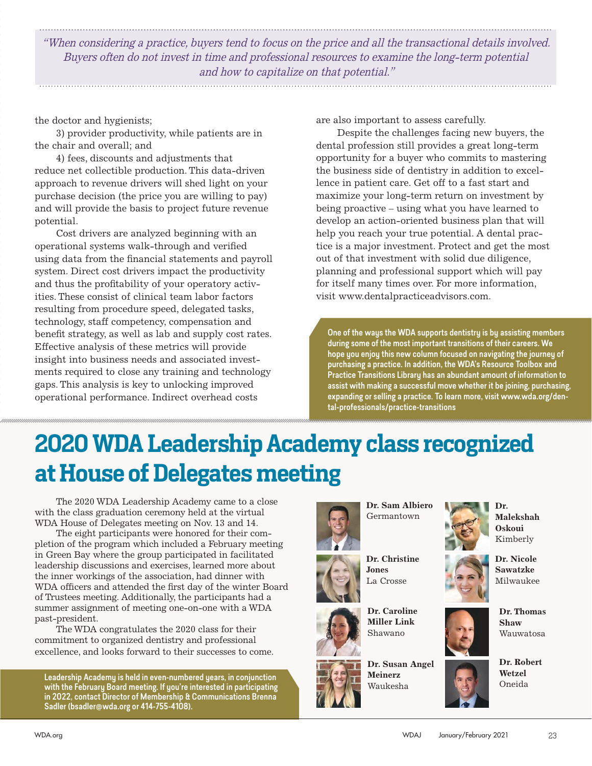*"When considering a practice, buyers tend to focus on the price and all the transactional details involved. Buyers often do not invest in time and professional resources to examine the long-term potential and how to capitalize on that potential."*

the doctor and hygienists;

3) provider productivity, while patients are in the chair and overall; and

4) fees, discounts and adjustments that reduce net collectible production. This data-driven approach to revenue drivers will shed light on your purchase decision (the price you are willing to pay) and will provide the basis to project future revenue potential.

Cost drivers are analyzed beginning with an operational systems walk-through and verified using data from the financial statements and payroll system. Direct cost drivers impact the productivity and thus the profitability of your operatory activities. These consist of clinical team labor factors resulting from procedure speed, delegated tasks, technology, staff competency, compensation and benefit strategy, as well as lab and supply cost rates. Effective analysis of these metrics will provide insight into business needs and associated investments required to close any training and technology gaps. This analysis is key to unlocking improved operational performance. Indirect overhead costs are also important to assess carefully.

Despite the challenges facing new buyers, the dental profession still provides a great long-term opportunity for a buyer who commits to mastering the business side of dentistry in addition to excellence in patient care. Get off to a fast start and maximize your long-term return on investment by being proactive – using what you have learned to develop an action-oriented business plan that will help you reach your true potential. A dental practice is a major investment. Protect and get the most out of that investment with solid due diligence, planning and professional support which will pay for itself many times over. For more information, visit www.dentalpracticeadvisors.com.

**One of the ways the WDA supports dentistry is by assisting members during some of the most important transitions of their careers. We hope you enjoy this new column focused on navigating the journey of purchasing a practice. In addition, the WDA's Resource Toolbox and Practice Transitions Library has an abundant amount of information to assist with making a successful move whether it be joining, purchasing, expanding or selling a practice. To learn more, visit www.wda.org/dental-professionals/practice-transitions**

# 2020 WDA Leadership Academy class recognized at House of Delegates meeting

The 2020 WDA Leadership Academy came to a close with the class graduation ceremony held at the virtual WDA House of Delegates meeting on Nov. 13 and 14.

The eight participants were honored for their completion of the program which included a February meeting in Green Bay where the group participated in facilitated leadership discussions and exercises, learned more about the inner workings of the association, had dinner with WDA officers and attended the first day of the winter Board of Trustees meeting. Additionally, the participants had a summer assignment of meeting one-on-one with a WDA past-president.

The WDA congratulates the 2020 class for their commitment to organized dentistry and professional excellence, and looks forward to their successes to come.

**Leadership Academy is held in even-numbered years, in conjunction with the February Board meeting. If you're interested in participating in 2022, contact Director of Membership & Communications Brenna Sadler (bsadler@wda.org or 414-755-4108).**

**Dr. Sam Albiero**
Germantown

**Dr. Christine Jones**
La Crosse

**Dr. Caroline Miller Link**
Shawano

**Dr. Susan Angel Meinerz**
Waukesha

**Dr. Malekshah Oskoui**
Kimberly

**Dr. Nicole Sawatzke**
Milwaukee

**Dr. Thomas Shaw**
Wauwatosa

**Dr. Robert Wetzel**
Oneida